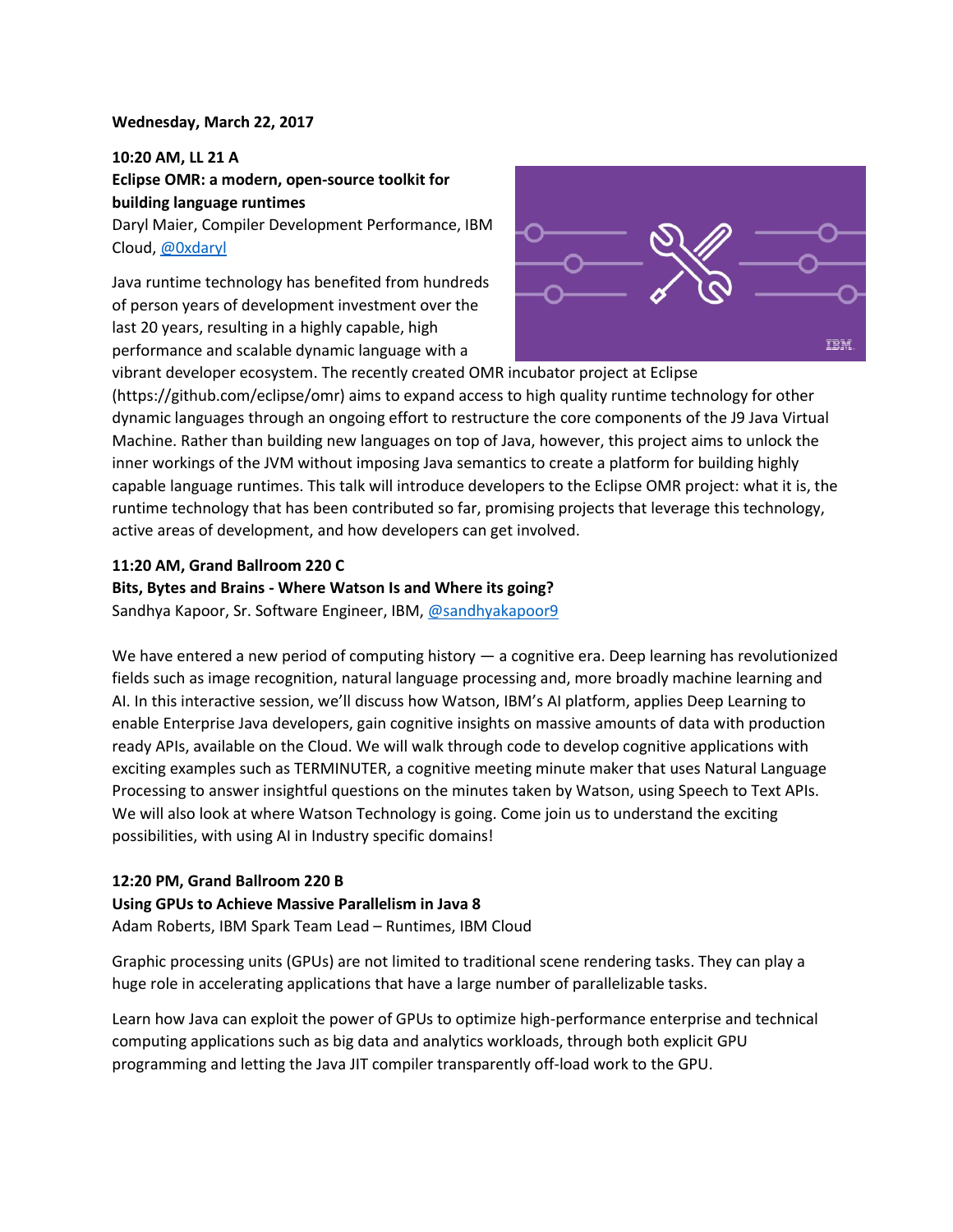**Wednesday, March 22, 2017**

**10:20 AM, LL 21 A**

**Eclipse OMR: a modern, open-source toolkit for building language runtimes**

Daryl Maier, Compiler Development Performance, IBM Cloud, @0xdaryl

Java runtime technology has benefited from hundreds of person years of development investment over the last 20 years, resulting in a highly capable, high performance and scalable dynamic language with a vibrant developer ecosystem. The recently created OMR incubator project at Eclipse (https://github.com/eclipse/omr) aims to expand access to high quality runtime technology for other dynamic languages through an ongoing effort to restructure the core components of the J9 Java Virtual Machine. Rather than building new languages on top of Java, however, this project aims to unlock the inner workings of the JVM without imposing Java semantics to create a platform for building highly capable language runtimes. This talk will introduce developers to the Eclipse OMR project: what it is, the runtime technology that has been contributed so far, promising projects that leverage this technology, active areas of development, and how developers can get involved.

**11:20 AM, Grand Ballroom 220 C**

**Bits, Bytes and Brains - Where Watson Is and Where its going?**

Sandhya Kapoor, Sr. Software Engineer, IBM, @sandhyakapoor9

We have entered a new period of computing history — a cognitive era. Deep learning has revolutionized fields such as image recognition, natural language processing and, more broadly machine learning and AI. In this interactive session, we'll discuss how Watson, IBM's AI platform, applies Deep Learning to enable Enterprise Java developers, gain cognitive insights on massive amounts of data with production ready APIs, available on the Cloud. We will walk through code to develop cognitive applications with exciting examples such as TERMINUTER, a cognitive meeting minute maker that uses Natural Language Processing to answer insightful questions on the minutes taken by Watson, using Speech to Text APIs. We will also look at where Watson Technology is going. Come join us to understand the exciting possibilities, with using AI in Industry specific domains!

**12:20 PM, Grand Ballroom 220 B**

**Using GPUs to Achieve Massive Parallelism in Java 8**

Adam Roberts, IBM Spark Team Lead – Runtimes, IBM Cloud

Graphic processing units (GPUs) are not limited to traditional scene rendering tasks. They can play a huge role in accelerating applications that have a large number of parallelizable tasks.

Learn how Java can exploit the power of GPUs to optimize high-performance enterprise and technical computing applications such as big data and analytics workloads, through both explicit GPU programming and letting the Java JIT compiler transparently off-load work to the GPU.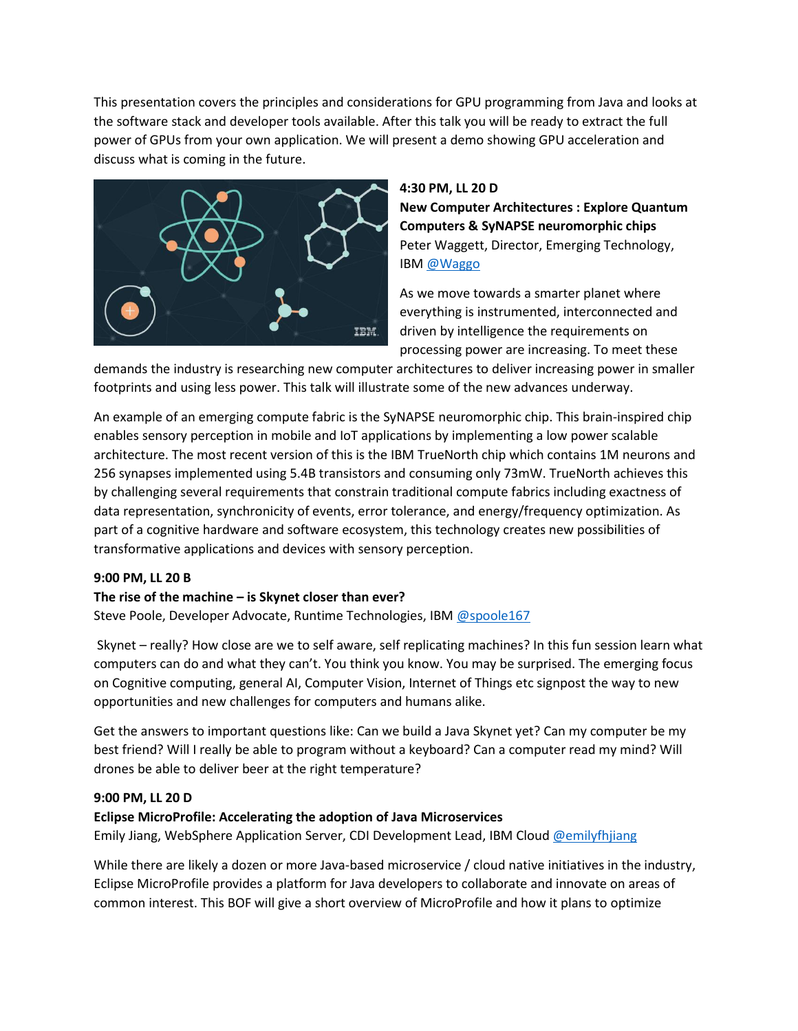This presentation covers the principles and considerations for GPU programming from Java and looks at the software stack and developer tools available. After this talk you will be ready to extract the full power of GPUs from your own application. We will present a demo showing GPU acceleration and discuss what is coming in the future.

**4:30 PM, LL 20 D**

**New Computer Architectures : Explore Quantum Computers & SyNAPSE neuromorphic chips**

Peter Waggett, Director, Emerging Technology, IBM @Waggo

As we move towards a smarter planet where everything is instrumented, interconnected and driven by intelligence the requirements on processing power are increasing. To meet these demands the industry is researching new computer architectures to deliver increasing power in smaller footprints and using less power. This talk will illustrate some of the new advances underway.

An example of an emerging compute fabric is the SyNAPSE neuromorphic chip. This brain-inspired chip enables sensory perception in mobile and IoT applications by implementing a low power scalable architecture. The most recent version of this is the IBM TrueNorth chip which contains 1M neurons and 256 synapses implemented using 5.4B transistors and consuming only 73mW. TrueNorth achieves this by challenging several requirements that constrain traditional compute fabrics including exactness of data representation, synchronicity of events, error tolerance, and energy/frequency optimization. As part of a cognitive hardware and software ecosystem, this technology creates new possibilities of transformative applications and devices with sensory perception.

**9:00 PM, LL 20 B**

**The rise of the machine – is Skynet closer than ever?**

Steve Poole, Developer Advocate, Runtime Technologies, IBM @spoole167

Skynet – really? How close are we to self aware, self replicating machines? In this fun session learn what computers can do and what they can't. You think you know. You may be surprised. The emerging focus on Cognitive computing, general AI, Computer Vision, Internet of Things etc signpost the way to new opportunities and new challenges for computers and humans alike.

Get the answers to important questions like: Can we build a Java Skynet yet? Can my computer be my best friend? Will I really be able to program without a keyboard? Can a computer read my mind? Will drones be able to deliver beer at the right temperature?

**9:00 PM, LL 20 D**

**Eclipse MicroProfile: Accelerating the adoption of Java Microservices**

Emily Jiang, WebSphere Application Server, CDI Development Lead, IBM Cloud @emilyfhjiang

While there are likely a dozen or more Java-based microservice / cloud native initiatives in the industry, Eclipse MicroProfile provides a platform for Java developers to collaborate and innovate on areas of common interest. This BOF will give a short overview of MicroProfile and how it plans to optimize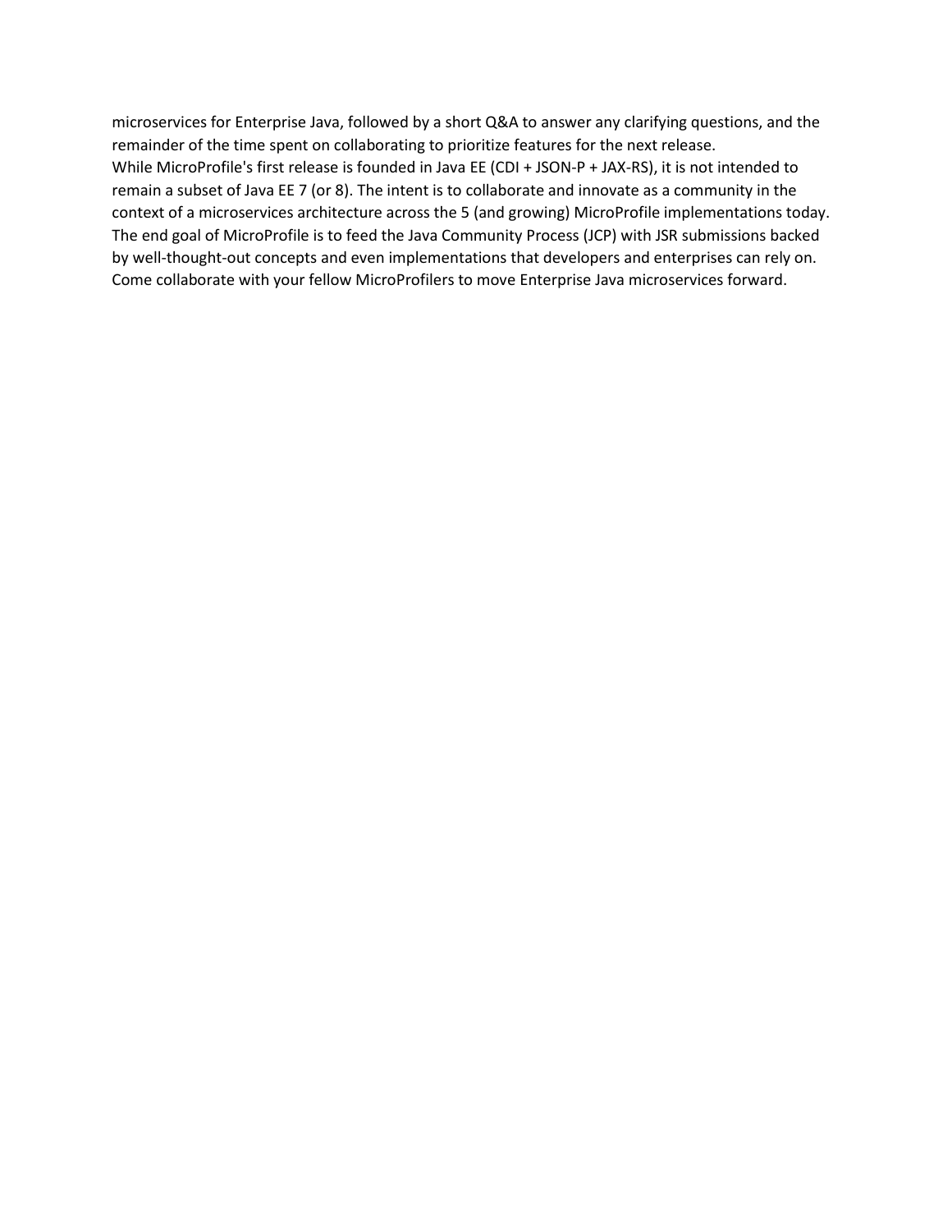microservices for Enterprise Java, followed by a short Q&A to answer any clarifying questions, and the remainder of the time spent on collaborating to prioritize features for the next release.

While MicroProfile's first release is founded in Java EE (CDI + JSON-P + JAX-RS), it is not intended to remain a subset of Java EE 7 (or 8). The intent is to collaborate and innovate as a community in the context of a microservices architecture across the 5 (and growing) MicroProfile implementations today.

The end goal of MicroProfile is to feed the Java Community Process (JCP) with JSR submissions backed by well-thought-out concepts and even implementations that developers and enterprises can rely on.

Come collaborate with your fellow MicroProfilers to move Enterprise Java microservices forward.